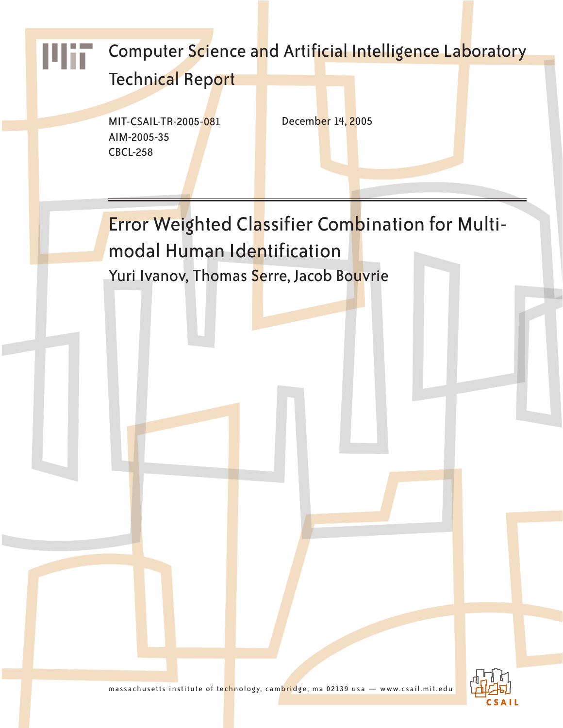Computer Science and Artificial Intelligence Laboratory

Technical Report

MIT-CSAIL-TR-2005-081
AIM-2005-35
CBCL-258

December 14, 2005

# Error Weighted Classifier Combination for Multi-modal Human Identification

Yuri Ivanov, Thomas Serre, Jacob Bouvrie

massachusetts institute of technology, cambridge, ma 02139 usa — www.csail.mit.edu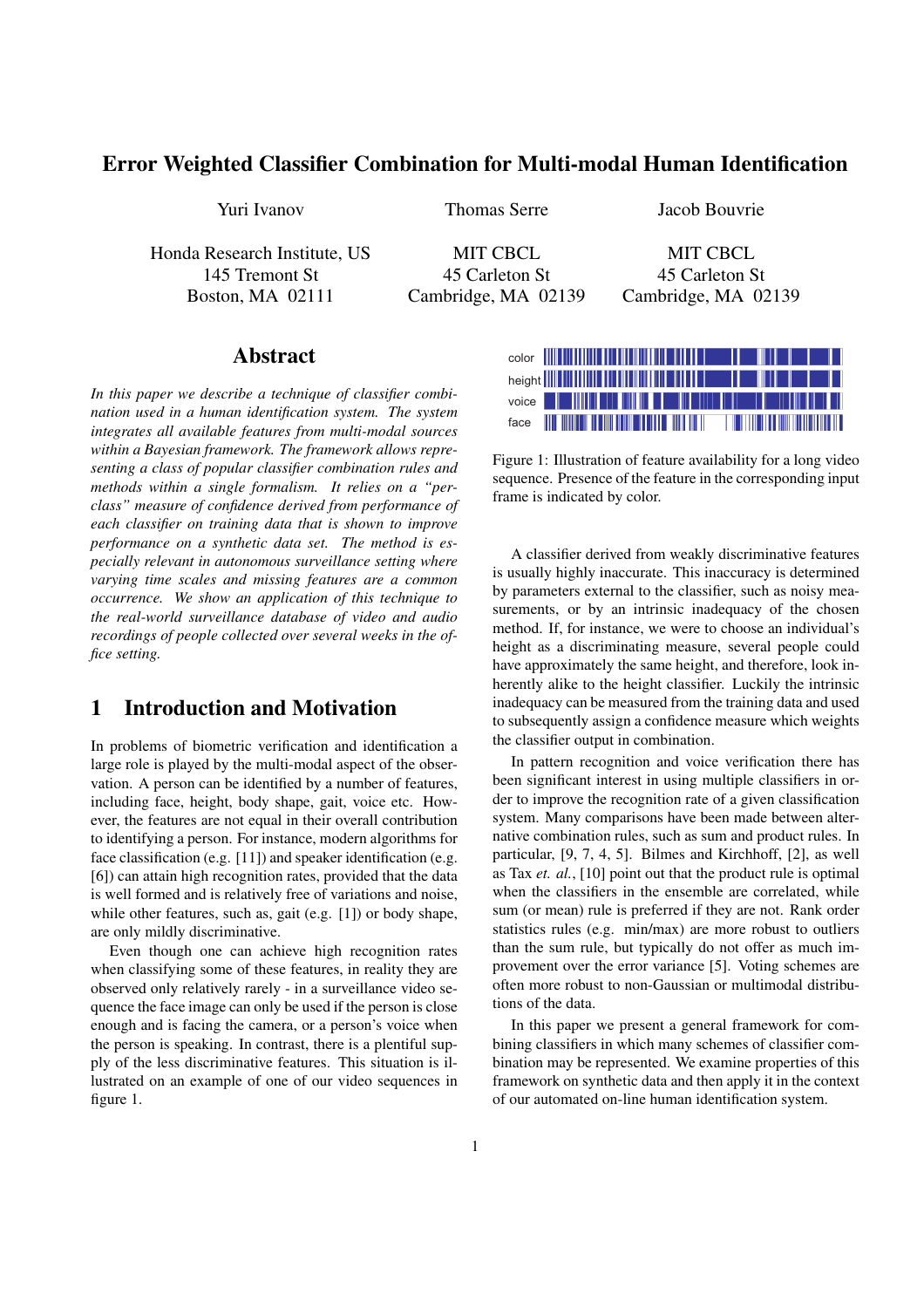# Error Weighted Classifier Combination for Multi-modal Human Identification

Yuri Ivanov
Honda Research Institute, US
145 Tremont St
Boston, MA 02111

Thomas Serre
MIT CBCL
45 Carleton St
Cambridge, MA 02139

Jacob Bouvrie
MIT CBCL
45 Carleton St
Cambridge, MA 02139

## Abstract

*In this paper we describe a technique of classifier combination used in a human identification system. The system integrates all available features from multi-modal sources within a Bayesian framework. The framework allows representing a class of popular classifier combination rules and methods within a single formalism. It relies on a "per-class" measure of confidence derived from performance of each classifier on training data that is shown to improve performance on a synthetic data set. The method is especially relevant in autonomous surveillance setting where varying time scales and missing features are a common occurrence. We show an application of this technique to the real-world surveillance database of video and audio recordings of people collected over several weeks in the office setting.*

## 1 Introduction and Motivation

In problems of biometric verification and identification a large role is played by the multi-modal aspect of the observation. A person can be identified by a number of features, including face, height, body shape, gait, voice etc. However, the features are not equal in their overall contribution to identifying a person. For instance, modern algorithms for face classification (e.g. [11]) and speaker identification (e.g. [6]) can attain high recognition rates, provided that the data is well formed and is relatively free of variations and noise, while other features, such as, gait (e.g. [1]) or body shape, are only mildly discriminative.

Even though one can achieve high recognition rates when classifying some of these features, in reality they are observed only relatively rarely - in a surveillance video sequence the face image can only be used if the person is close enough and is facing the camera, or a person's voice when the person is speaking. In contrast, there is a plentiful supply of the less discriminative features. This situation is illustrated on an example of one of our video sequences in figure 1.

Figure 1: Illustration of feature availability for a long video sequence. Presence of the feature in the corresponding input frame is indicated by color.

A classifier derived from weakly discriminative features is usually highly inaccurate. This inaccuracy is determined by parameters external to the classifier, such as noisy measurements, or by an intrinsic inadequacy of the chosen method. If, for instance, we were to choose an individual's height as a discriminating measure, several people could have approximately the same height, and therefore, look inherently alike to the height classifier. Luckily the intrinsic inadequacy can be measured from the training data and used to subsequently assign a confidence measure which weights the classifier output in combination.

In pattern recognition and voice verification there has been significant interest in using multiple classifiers in order to improve the recognition rate of a given classification system. Many comparisons have been made between alternative combination rules, such as sum and product rules. In particular, [9, 7, 4, 5]. Bilmes and Kirchhoff, [2], as well as Tax *et. al.*, [10] point out that the product rule is optimal when the classifiers in the ensemble are correlated, while sum (or mean) rule is preferred if they are not. Rank order statistics rules (e.g. min/max) are more robust to outliers than the sum rule, but typically do not offer as much improvement over the error variance [5]. Voting schemes are often more robust to non-Gaussian or multimodal distributions of the data.

In this paper we present a general framework for combining classifiers in which many schemes of classifier combination may be represented. We examine properties of this framework on synthetic data and then apply it in the context of our automated on-line human identification system.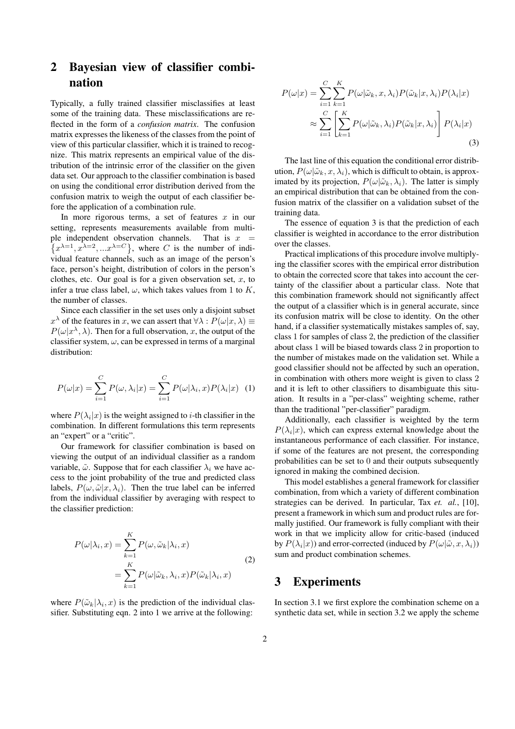## 2 Bayesian view of classifier combination

Typically, a fully trained classifier misclassifies at least some of the training data. These misclassifications are reflected in the form of a *confusion matrix*. The confusion matrix expresses the likeness of the classes from the point of view of this particular classifier, which it is trained to recognize. This matrix represents an empirical value of the distribution of the intrinsic error of the classifier on the given data set. Our approach to the classifier combination is based on using the conditional error distribution derived from the confusion matrix to weigh the output of each classifier before the application of a combination rule.

In more rigorous terms, a set of features $x$ in our setting, represents measurements available from multiple independent observation channels. That is $x = \left\{x^{\lambda=1}, x^{\lambda=2}, ...x^{\lambda=C}\right\}$, where $C$ is the number of individual feature channels, such as an image of the person's face, person's height, distribution of colors in the person's clothes, etc. Our goal is for a given observation set, $x$, to infer a true class label, $\omega$, which takes values from 1 to $K$, the number of classes.

Since each classifier in the set uses only a disjoint subset $x^{\lambda}$ of the features in $x$, we can assert that $\forall\lambda : P(\omega|x, \lambda) \equiv P(\omega|x^{\lambda}, \lambda)$. Then for a full observation, $x$, the output of the classifier system, $\omega$, can be expressed in terms of a marginal distribution:

$$P(\omega|x) = \sum_{i=1}^{C} P(\omega, \lambda_i|x) = \sum_{i=1}^{C} P(\omega|\lambda_i, x)P(\lambda_i|x) \quad (1)$$

where $P(\lambda_i|x)$ is the weight assigned to $i$-th classifier in the combination. In different formulations this term represents an "expert" or a "critic".

Our framework for classifier combination is based on viewing the output of an individual classifier as a random variable, $\tilde{\omega}$. Suppose that for each classifier $\lambda_i$ we have access to the joint probability of the true and predicted class labels, $P(\omega, \tilde{\omega}|x, \lambda_i)$. Then the true label can be inferred from the individual classifier by averaging with respect to the classifier prediction:

$$\begin{aligned} P(\omega|\lambda_i, x) &= \sum_{k=1}^{K} P(\omega, \tilde{\omega}_k|\lambda_i, x) \\ &= \sum_{k=1}^{K} P(\omega|\tilde{\omega}_k, \lambda_i, x)P(\tilde{\omega}_k|\lambda_i, x) \end{aligned} \quad (2)$$

where $P(\tilde{\omega}_k|\lambda_i, x)$ is the prediction of the individual classifier. Substituting eqn. 2 into 1 we arrive at the following:

$$\begin{aligned} P(\omega|x) &= \sum_{i=1}^{C}\sum_{k=1}^{K} P(\omega|\tilde{\omega}_k, x, \lambda_i)P(\tilde{\omega}_k|x, \lambda_i)P(\lambda_i|x) \\ &\approx \sum_{i=1}^{C}\left[\sum_{k=1}^{K} P(\omega|\tilde{\omega}_k, \lambda_i)P(\tilde{\omega}_k|x, \lambda_i)\right]P(\lambda_i|x) \end{aligned} \quad (3)$$

The last line of this equation the conditional error distribution, $P(\omega|\tilde{\omega}_k, x, \lambda_i)$, which is difficult to obtain, is approximated by its projection, $P(\omega|\tilde{\omega}_k, \lambda_i)$. The latter is simply an empirical distribution that can be obtained from the confusion matrix of the classifier on a validation subset of the training data.

The essence of equation 3 is that the prediction of each classifier is weighted in accordance to the error distribution over the classes.

Practical implications of this procedure involve multiplying the classifier scores with the empirical error distribution to obtain the corrected score that takes into account the certainty of the classifier about a particular class. Note that this combination framework should not significantly affect the output of a classifier which is in general accurate, since its confusion matrix will be close to identity. On the other hand, if a classifier systematically mistakes samples of, say, class 1 for samples of class 2, the prediction of the classifier about class 1 will be biased towards class 2 in proportion to the number of mistakes made on the validation set. While a good classifier should not be affected by such an operation, in combination with others more weight is given to class 2 and it is left to other classifiers to disambiguate this situation. It results in a "per-class" weighting scheme, rather than the traditional "per-classifier" paradigm.

Additionally, each classifier is weighted by the term $P(\lambda_i|x)$, which can express external knowledge about the instantaneous performance of each classifier. For instance, if some of the features are not present, the corresponding probabilities can be set to 0 and their outputs subsequently ignored in making the combined decision.

This model establishes a general framework for classifier combination, from which a variety of different combination strategies can be derived. In particular, Tax *et. al.*, [10], present a framework in which sum and product rules are formally justified. Our framework is fully compliant with their work in that we implicity allow for critic-based (induced by $P(\lambda_i|x)$) and error-corrected (induced by $P(\omega|\tilde{\omega}, x, \lambda_i)$) sum and product combination schemes.

## 3 Experiments

In section 3.1 we first explore the combination scheme on a synthetic data set, while in section 3.2 we apply the scheme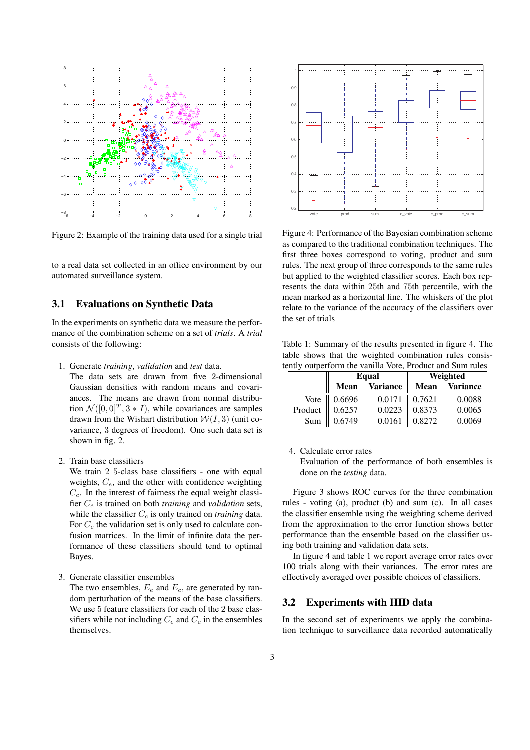Figure 2: Example of the training data used for a single trial

to a real data set collected in an office environment by our automated surveillance system.

### 3.1 Evaluations on Synthetic Data

In the experiments on synthetic data we measure the performance of the combination scheme on a set of *trials*. A *trial* consists of the following:

1. Generate *training*, *validation* and *test* data.
   The data sets are drawn from five 2-dimensional Gaussian densities with random means and covariances. The means are drawn from normal distribution $\mathcal{N}([0,0]^T, 3*I)$, while covariances are samples drawn from the Wishart distribution $\mathcal{W}(I, 3)$ (unit covariance, 3 degrees of freedom). One such data set is shown in fig. 2.

2. Train base classifiers
   We train 2 5-class base classifiers - one with equal weights, $C_e$, and the other with confidence weighting $C_c$. In the interest of fairness the equal weight classifier $C_e$ is trained on both *training* and *validation* sets, while the classifier $C_c$ is only trained on *training* data. For $C_c$ the validation set is only used to calculate confusion matrices. In the limit of infinite data the performance of these classifiers should tend to optimal Bayes.

3. Generate classifier ensembles
   The two ensembles, $E_e$ and $E_c$, are generated by random perturbation of the means of the base classifiers. We use 5 feature classifiers for each of the 2 base classifiers while not including $C_e$ and $C_c$ in the ensembles themselves.

Figure 4: Performance of the Bayesian combination scheme as compared to the traditional combination techniques. The first three boxes correspond to voting, product and sum rules. The next group of three corresponds to the same rules but applied to the weighted classifier scores. Each box represents the data within 25th and 75th percentile, with the mean marked as a horizontal line. The whiskers of the plot relate to the variance of the accuracy of the classifiers over the set of trials

Table 1: Summary of the results presented in figure 4. The table shows that the weighted combination rules consistently outperform the vanilla Vote, Product and Sum rules

| | Equal | | Weighted | |
|---|---|---|---|---|
| | Mean | Variance | Mean | Variance |
| Vote | 0.6696 | 0.0171 | 0.7621 | 0.0088 |
| Product | 0.6257 | 0.0223 | 0.8373 | 0.0065 |
| Sum | 0.6749 | 0.0161 | 0.8272 | 0.0069 |

4. Calculate error rates
   Evaluation of the performance of both ensembles is done on the *testing* data.

Figure 3 shows ROC curves for the three combination rules - voting (a), product (b) and sum (c). In all cases the classifier ensemble using the weighting scheme derived from the approximation to the error function shows better performance than the ensemble based on the classifier using both training and validation data sets.

In figure 4 and table 1 we report average error rates over 100 trials along with their variances. The error rates are effectively averaged over possible choices of classifiers.

### 3.2 Experiments with HID data

In the second set of experiments we apply the combination technique to surveillance data recorded automatically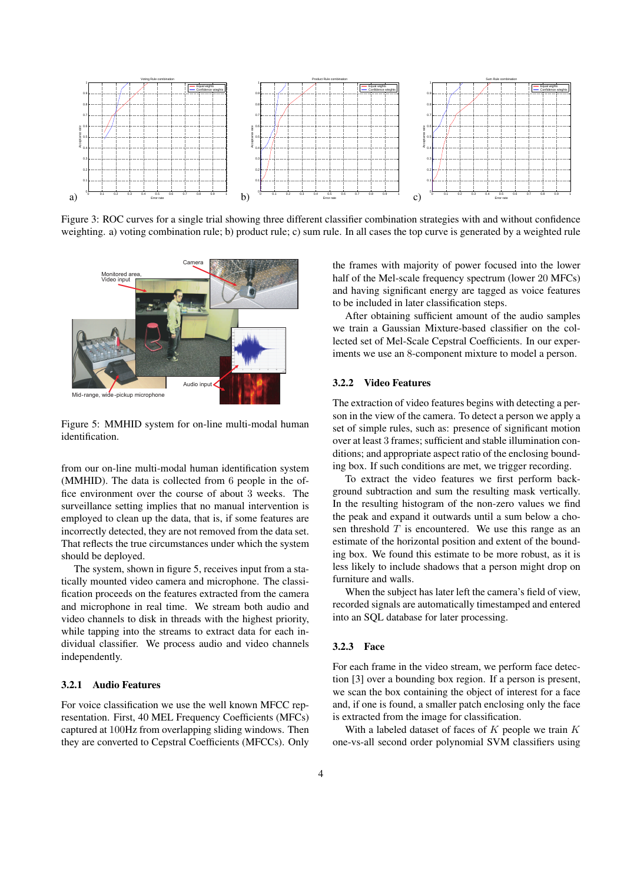Figure 3: ROC curves for a single trial showing three different classifier combination strategies with and without confidence weighting. a) voting combination rule; b) product rule; c) sum rule. In all cases the top curve is generated by a weighted rule

Figure 5: MMHID system for on-line multi-modal human identification.

from our on-line multi-modal human identification system (MMHID). The data is collected from 6 people in the office environment over the course of about 3 weeks. The surveillance setting implies that no manual intervention is employed to clean up the data, that is, if some features are incorrectly detected, they are not removed from the data set. That reflects the true circumstances under which the system should be deployed.

The system, shown in figure 5, receives input from a statically mounted video camera and microphone. The classification proceeds on the features extracted from the camera and microphone in real time. We stream both audio and video channels to disk in threads with the highest priority, while tapping into the streams to extract data for each individual classifier. We process audio and video channels independently.

### 3.2.1 Audio Features

For voice classification we use the well known MFCC representation. First, 40 MEL Frequency Coefficients (MFCs) captured at 100Hz from overlapping sliding windows. Then they are converted to Cepstral Coefficients (MFCCs). Only the frames with majority of power focused into the lower half of the Mel-scale frequency spectrum (lower 20 MFCs) and having significant energy are tagged as voice features to be included in later classification steps.

After obtaining sufficient amount of the audio samples we train a Gaussian Mixture-based classifier on the collected set of Mel-Scale Cepstral Coefficients. In our experiments we use an 8-component mixture to model a person.

### 3.2.2 Video Features

The extraction of video features begins with detecting a person in the view of the camera. To detect a person we apply a set of simple rules, such as: presence of significant motion over at least 3 frames; sufficient and stable illumination conditions; and appropriate aspect ratio of the enclosing bounding box. If such conditions are met, we trigger recording.

To extract the video features we first perform background subtraction and sum the resulting mask vertically. In the resulting histogram of the non-zero values we find the peak and expand it outwards until a sum below a chosen threshold $T$ is encountered. We use this range as an estimate of the horizontal position and extent of the bounding box. We found this estimate to be more robust, as it is less likely to include shadows that a person might drop on furniture and walls.

When the subject has later left the camera's field of view, recorded signals are automatically timestamped and entered into an SQL database for later processing.

### 3.2.3 Face

For each frame in the video stream, we perform face detection [3] over a bounding box region. If a person is present, we scan the box containing the object of interest for a face and, if one is found, a smaller patch enclosing only the face is extracted from the image for classification.

With a labeled dataset of faces of $K$ people we train $K$ one-vs-all second order polynomial SVM classifiers using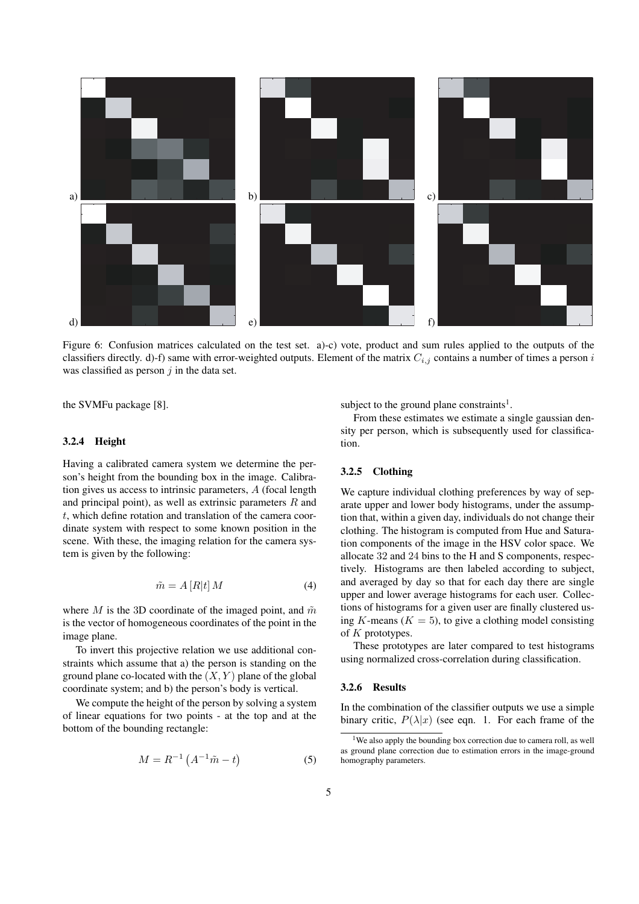Figure 6: Confusion matrices calculated on the test set. a)-c) vote, product and sum rules applied to the outputs of the classifiers directly. d)-f) same with error-weighted outputs. Element of the matrix $C_{i,j}$ contains a number of times a person $i$ was classified as person $j$ in the data set.

the SVMFu package [8].

#### 3.2.4 Height

Having a calibrated camera system we determine the person's height from the bounding box in the image. Calibration gives us access to intrinsic parameters, $A$ (focal length and principal point), as well as extrinsic parameters $R$ and $t$, which define rotation and translation of the camera coordinate system with respect to some known position in the scene. With these, the imaging relation for the camera system is given by the following:

$$\tilde{m} = A\,[R|t]\,M \tag{4}$$

where $M$ is the 3D coordinate of the imaged point, and $\tilde{m}$ is the vector of homogeneous coordinates of the point in the image plane.

To invert this projective relation we use additional constraints which assume that a) the person is standing on the ground plane co-located with the $(X, Y)$ plane of the global coordinate system; and b) the person's body is vertical.

We compute the height of the person by solving a system of linear equations for two points - at the top and at the bottom of the bounding rectangle:

$$M = R^{-1}\left(A^{-1}\tilde{m} - t\right) \tag{5}$$

subject to the ground plane constraints[1].

From these estimates we estimate a single gaussian density per person, which is subsequently used for classification.

#### 3.2.5 Clothing

We capture individual clothing preferences by way of separate upper and lower body histograms, under the assumption that, within a given day, individuals do not change their clothing. The histogram is computed from Hue and Saturation components of the image in the HSV color space. We allocate 32 and 24 bins to the H and S components, respectively. Histograms are then labeled according to subject, and averaged by day so that for each day there are single upper and lower average histograms for each user. Collections of histograms for a given user are finally clustered using $K$-means ($K = 5$), to give a clothing model consisting of $K$ prototypes.

These prototypes are later compared to test histograms using normalized cross-correlation during classification.

#### 3.2.6 Results

In the combination of the classifier outputs we use a simple binary critic, $P(\lambda|x)$ (see eqn. 1. For each frame of the

[1] We also apply the bounding box correction due to camera roll, as well as ground plane correction due to estimation errors in the image-ground homography parameters.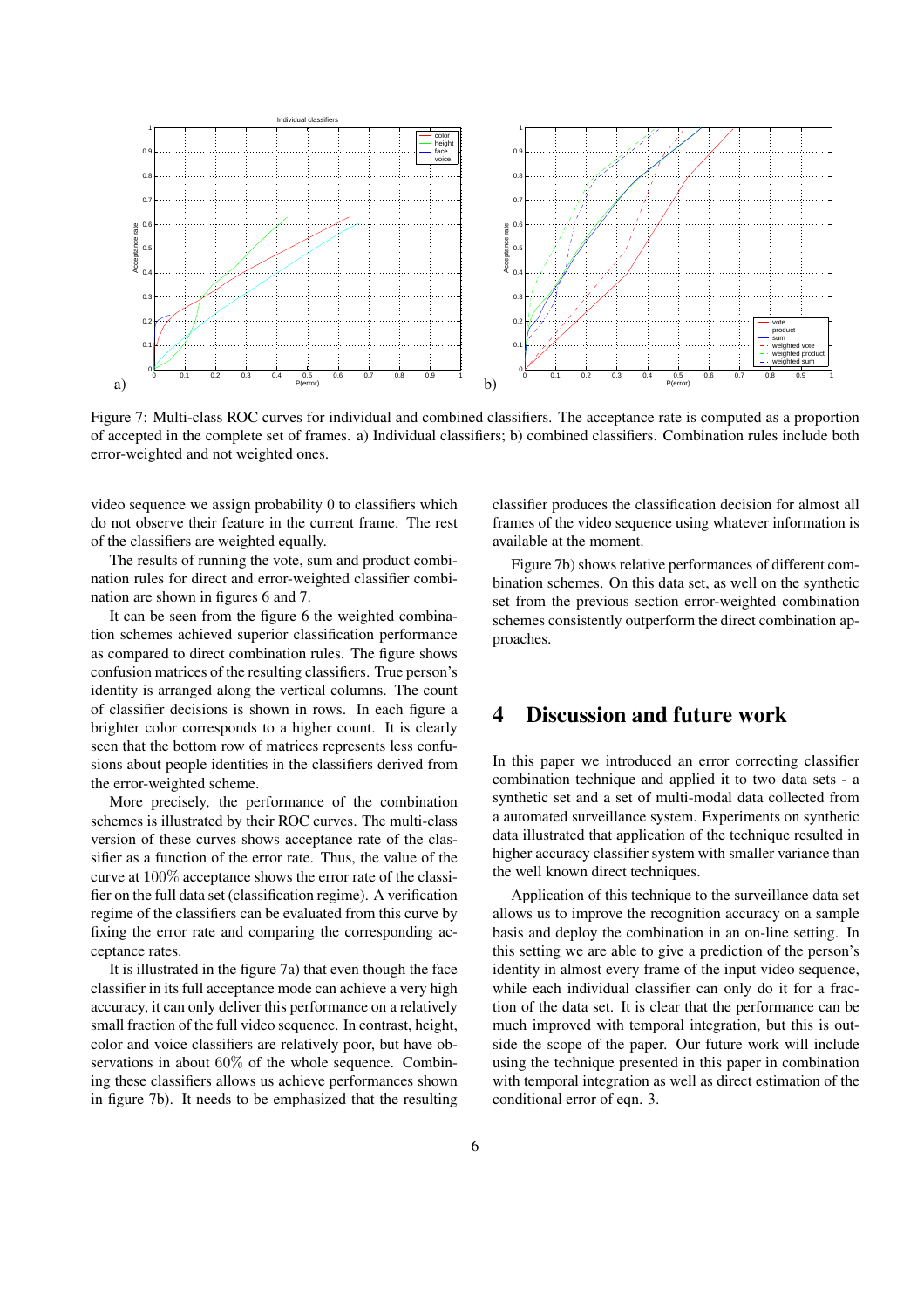Figure 7: Multi-class ROC curves for individual and combined classifiers. The acceptance rate is computed as a proportion of accepted in the complete set of frames. a) Individual classifiers; b) combined classifiers. Combination rules include both error-weighted and not weighted ones.

video sequence we assign probability 0 to classifiers which do not observe their feature in the current frame. The rest of the classifiers are weighted equally.

The results of running the vote, sum and product combination rules for direct and error-weighted classifier combination are shown in figures 6 and 7.

It can be seen from the figure 6 the weighted combination schemes achieved superior classification performance as compared to direct combination rules. The figure shows confusion matrices of the resulting classifiers. True person's identity is arranged along the vertical columns. The count of classifier decisions is shown in rows. In each figure a brighter color corresponds to a higher count. It is clearly seen that the bottom row of matrices represents less confusions about people identities in the classifiers derived from the error-weighted scheme.

More precisely, the performance of the combination schemes is illustrated by their ROC curves. The multi-class version of these curves shows acceptance rate of the classifier as a function of the error rate. Thus, the value of the curve at 100% acceptance shows the error rate of the classifier on the full data set (classification regime). A verification regime of the classifiers can be evaluated from this curve by fixing the error rate and comparing the corresponding acceptance rates.

It is illustrated in the figure 7a) that even though the face classifier in its full acceptance mode can achieve a very high accuracy, it can only deliver this performance on a relatively small fraction of the full video sequence. In contrast, height, color and voice classifiers are relatively poor, but have observations in about 60% of the whole sequence. Combining these classifiers allows us achieve performances shown in figure 7b). It needs to be emphasized that the resulting classifier produces the classification decision for almost all frames of the video sequence using whatever information is available at the moment.

Figure 7b) shows relative performances of different combination schemes. On this data set, as well on the synthetic set from the previous section error-weighted combination schemes consistently outperform the direct combination approaches.

## 4 Discussion and future work

In this paper we introduced an error correcting classifier combination technique and applied it to two data sets - a synthetic set and a set of multi-modal data collected from a automated surveillance system. Experiments on synthetic data illustrated that application of the technique resulted in higher accuracy classifier system with smaller variance than the well known direct techniques.

Application of this technique to the surveillance data set allows us to improve the recognition accuracy on a sample basis and deploy the combination in an on-line setting. In this setting we are able to give a prediction of the person's identity in almost every frame of the input video sequence, while each individual classifier can only do it for a fraction of the data set. It is clear that the performance can be much improved with temporal integration, but this is outside the scope of the paper. Our future work will include using the technique presented in this paper in combination with temporal integration as well as direct estimation of the conditional error of eqn. 3.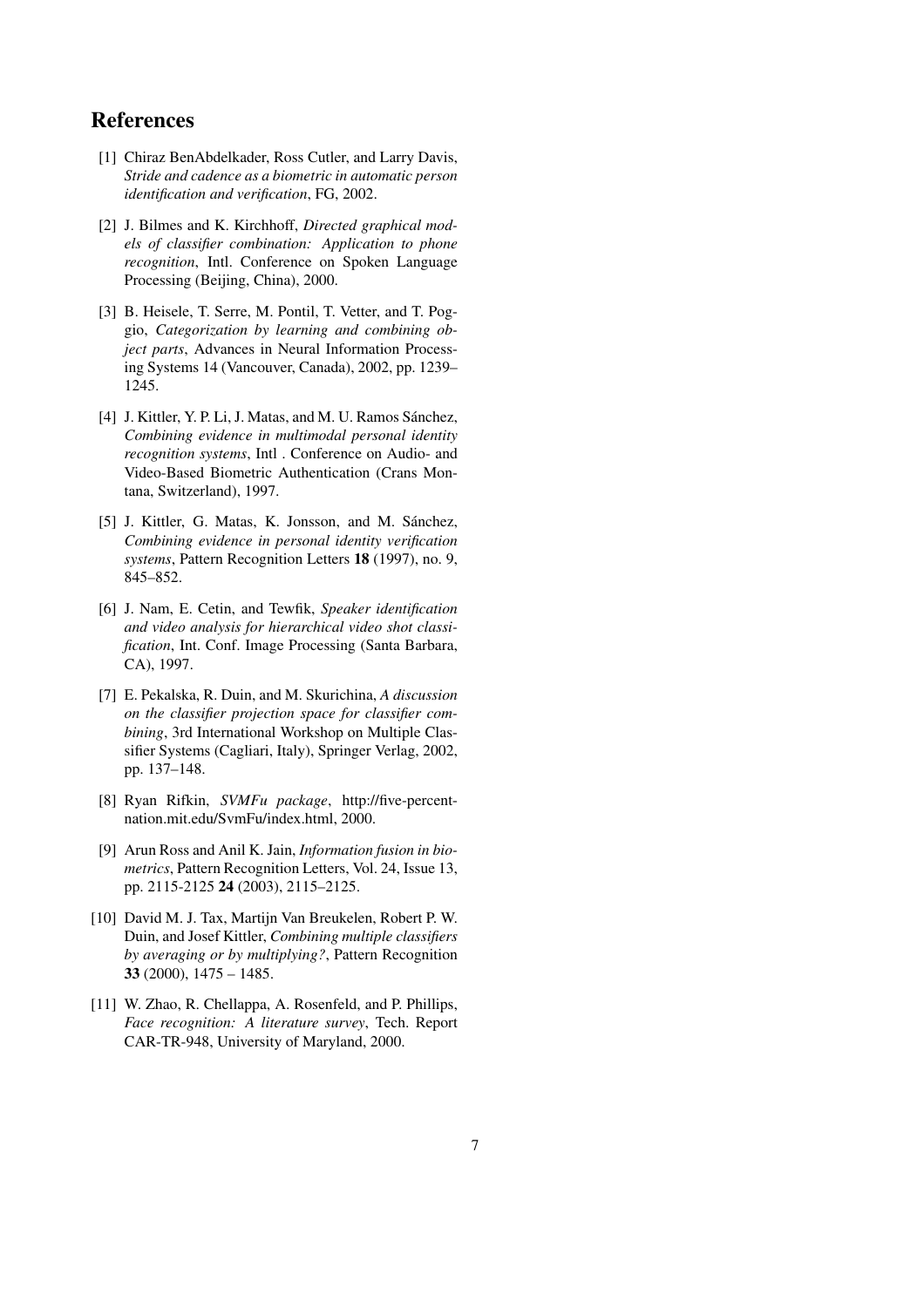## References

[1] Chiraz BenAbdelkader, Ross Cutler, and Larry Davis, *Stride and cadence as a biometric in automatic person identification and verification*, FG, 2002.

[2] J. Bilmes and K. Kirchhoff, *Directed graphical models of classifier combination: Application to phone recognition*, Intl. Conference on Spoken Language Processing (Beijing, China), 2000.

[3] B. Heisele, T. Serre, M. Pontil, T. Vetter, and T. Poggio, *Categorization by learning and combining object parts*, Advances in Neural Information Processing Systems 14 (Vancouver, Canada), 2002, pp. 1239–1245.

[4] J. Kittler, Y. P. Li, J. Matas, and M. U. Ramos Sánchez, *Combining evidence in multimodal personal identity recognition systems*, Intl . Conference on Audio- and Video-Based Biometric Authentication (Crans Montana, Switzerland), 1997.

[5] J. Kittler, G. Matas, K. Jonsson, and M. Sánchez, *Combining evidence in personal identity verification systems*, Pattern Recognition Letters **18** (1997), no. 9, 845–852.

[6] J. Nam, E. Cetin, and Tewfik, *Speaker identification and video analysis for hierarchical video shot classification*, Int. Conf. Image Processing (Santa Barbara, CA), 1997.

[7] E. Pekalska, R. Duin, and M. Skurichina, *A discussion on the classifier projection space for classifier combining*, 3rd International Workshop on Multiple Classifier Systems (Cagliari, Italy), Springer Verlag, 2002, pp. 137–148.

[8] Ryan Rifkin, *SVMFu package*, http://five-percent-nation.mit.edu/SvmFu/index.html, 2000.

[9] Arun Ross and Anil K. Jain, *Information fusion in biometrics*, Pattern Recognition Letters, Vol. 24, Issue 13, pp. 2115-2125 **24** (2003), 2115–2125.

[10] David M. J. Tax, Martijn Van Breukelen, Robert P. W. Duin, and Josef Kittler, *Combining multiple classifiers by averaging or by multiplying?*, Pattern Recognition **33** (2000), 1475 – 1485.

[11] W. Zhao, R. Chellappa, A. Rosenfeld, and P. Phillips, *Face recognition: A literature survey*, Tech. Report CAR-TR-948, University of Maryland, 2000.